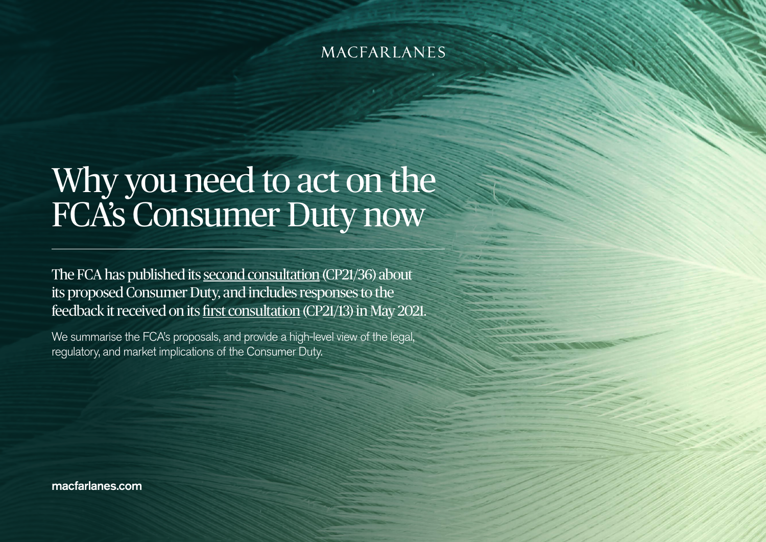MACFARLANES

# Why you need to act on the FCA's Consumer Duty now

The FCA has published its second consultation (CP21/36) about its proposed Consumer Duty, and includes responses to the feedback it received on its first consultation (CP21/13) in May 2021.

We summarise the FCA's proposals, and provide a high-level view of the legal, regulatory, and market implications of the Consumer Duty.

**macfarlanes.com**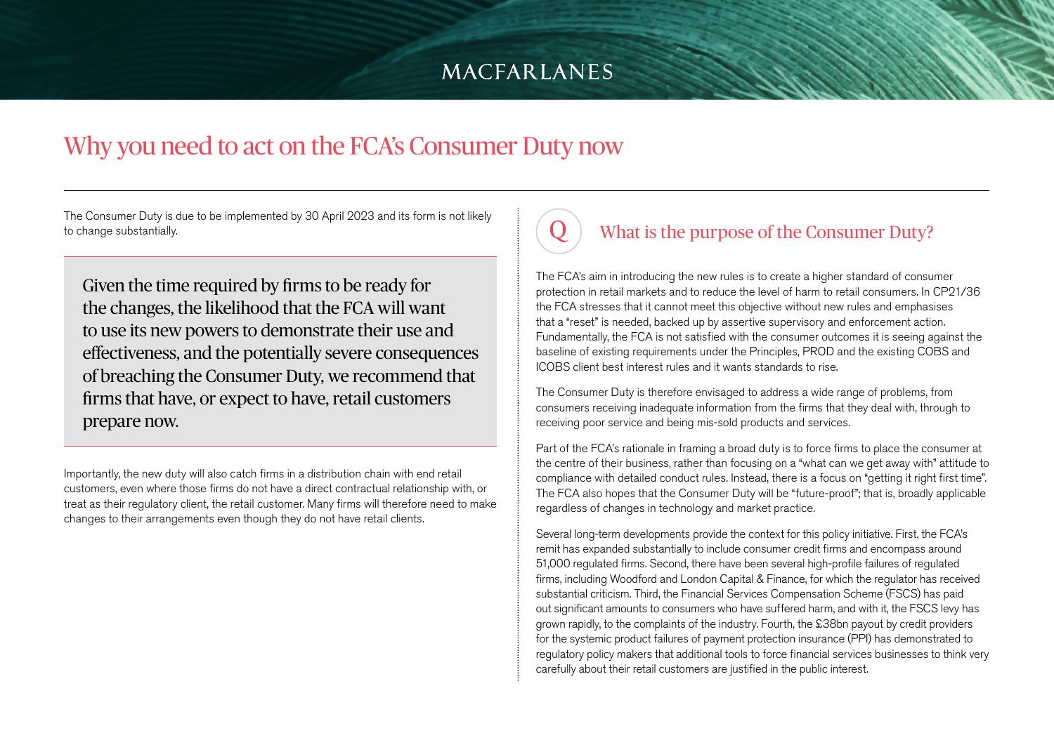# Why you need to act on the FCA's Consumer Duty now

The Consumer Duty is due to be implemented by 30 April 2023 and its form is not likely to change substantially.

> Given the time required by firms to be ready for the changes, the likelihood that the FCA will want to use its new powers to demonstrate their use and effectiveness, and the potentially severe consequences of breaching the Consumer Duty, we recommend that firms that have, or expect to have, retail customers prepare now.

Importantly, the new duty will also catch firms in a distribution chain with end retail customers, even where those firms do not have a direct contractual relationship with, or treat as their regulatory client, the retail customer. Many firms will therefore need to make changes to their arrangements even though they do not have retail clients.

## Q What is the purpose of the Consumer Duty?

The FCA's aim in introducing the new rules is to create a higher standard of consumer protection in retail markets and to reduce the level of harm to retail consumers. In CP21/36 the FCA stresses that it cannot meet this objective without new rules and emphasises that a "reset" is needed, backed up by assertive supervisory and enforcement action. Fundamentally, the FCA is not satisfied with the consumer outcomes it is seeing against the baseline of existing requirements under the Principles, PROD and the existing COBS and ICOBS client best interest rules and it wants standards to rise.

The Consumer Duty is therefore envisaged to address a wide range of problems, from consumers receiving inadequate information from the firms that they deal with, through to receiving poor service and being mis-sold products and services.

Part of the FCA's rationale in framing a broad duty is to force firms to place the consumer at the centre of their business, rather than focusing on a "what can we get away with" attitude to compliance with detailed conduct rules. Instead, there is a focus on "getting it right first time". The FCA also hopes that the Consumer Duty will be "future-proof"; that is, broadly applicable regardless of changes in technology and market practice.

Several long-term developments provide the context for this policy initiative. First, the FCA's remit has expanded substantially to include consumer credit firms and encompass around 51,000 regulated firms. Second, there have been several high-profile failures of regulated firms, including Woodford and London Capital & Finance, for which the regulator has received substantial criticism. Third, the Financial Services Compensation Scheme (FSCS) has paid out significant amounts to consumers who have suffered harm, and with it, the FSCS levy has grown rapidly, to the complaints of the industry. Fourth, the £38bn payout by credit providers for the systemic product failures of payment protection insurance (PPI) has demonstrated to regulatory policy makers that additional tools to force financial services businesses to think very carefully about their retail customers are justified in the public interest.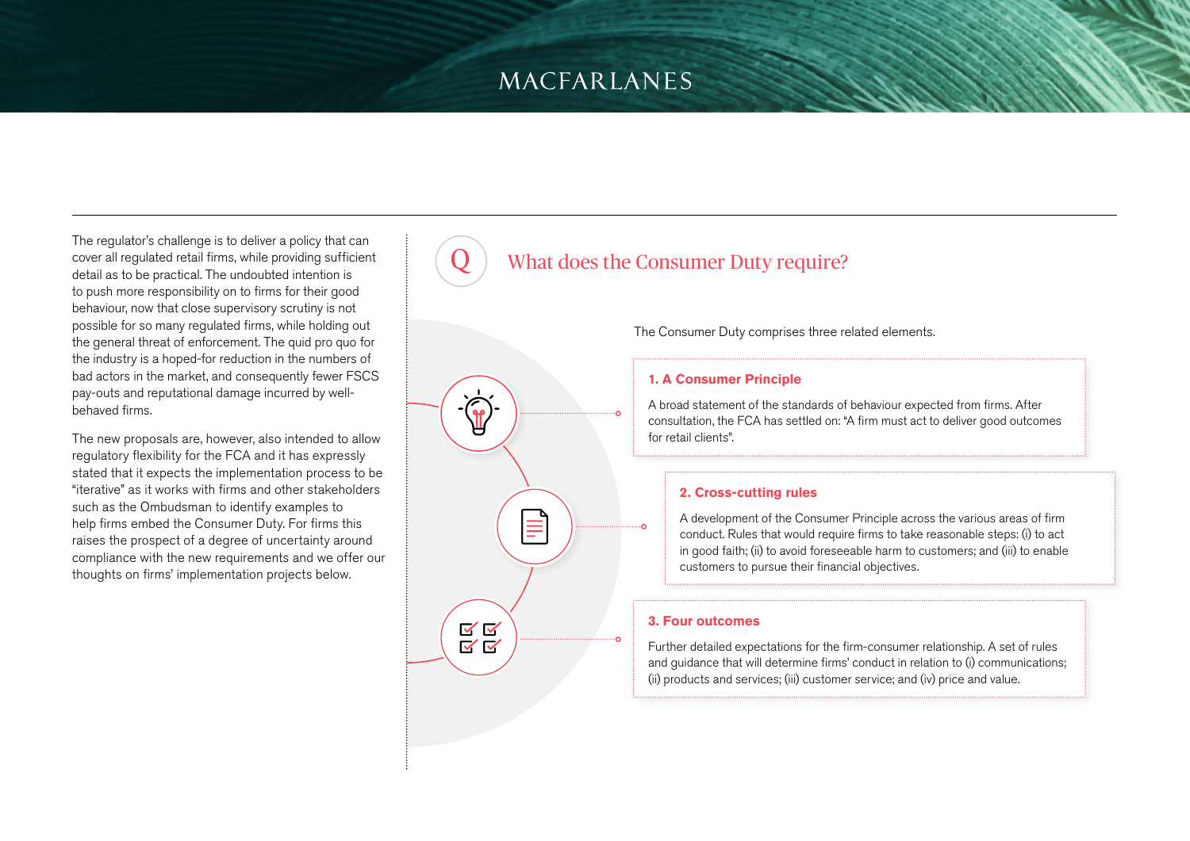The regulator's challenge is to deliver a policy that can cover all regulated retail firms, while providing sufficient detail as to be practical. The undoubted intention is to push more responsibility on to firms for their good behaviour, now that close supervisory scrutiny is not possible for so many regulated firms, while holding out the general threat of enforcement. The quid pro quo for the industry is a hoped-for reduction in the numbers of bad actors in the market, and consequently fewer FSCS pay-outs and reputational damage incurred by well-behaved firms.

The new proposals are, however, also intended to allow regulatory flexibility for the FCA and it has expressly stated that it expects the implementation process to be "iterative" as it works with firms and other stakeholders such as the Ombudsman to identify examples to help firms embed the Consumer Duty. For firms this raises the prospect of a degree of uncertainty around compliance with the new requirements and we offer our thoughts on firms' implementation projects below.

## Q What does the Consumer Duty require?

The Consumer Duty comprises three related elements.

### 1. A Consumer Principle

A broad statement of the standards of behaviour expected from firms. After consultation, the FCA has settled on: "A firm must act to deliver good outcomes for retail clients".

### 2. Cross-cutting rules

A development of the Consumer Principle across the various areas of firm conduct. Rules that would require firms to take reasonable steps: (i) to act in good faith; (ii) to avoid foreseeable harm to customers; and (iii) to enable customers to pursue their financial objectives.

### 3. Four outcomes

Further detailed expectations for the firm-consumer relationship. A set of rules and guidance that will determine firms' conduct in relation to (i) communications; (ii) products and services; (iii) customer service; and (iv) price and value.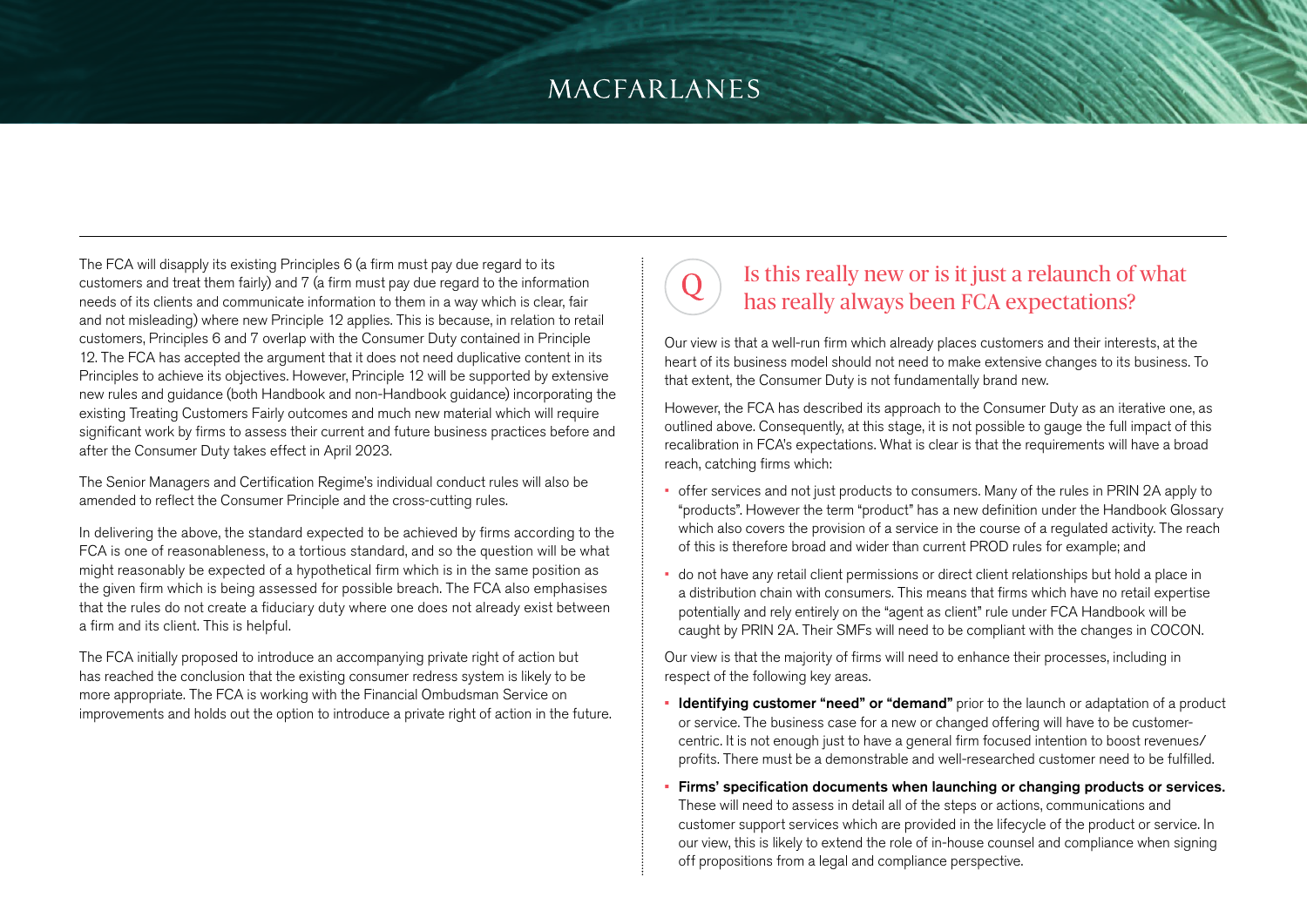The FCA will disapply its existing Principles 6 (a firm must pay due regard to its customers and treat them fairly) and 7 (a firm must pay due regard to the information needs of its clients and communicate information to them in a way which is clear, fair and not misleading) where new Principle 12 applies. This is because, in relation to retail customers, Principles 6 and 7 overlap with the Consumer Duty contained in Principle 12. The FCA has accepted the argument that it does not need duplicative content in its Principles to achieve its objectives. However, Principle 12 will be supported by extensive new rules and guidance (both Handbook and non-Handbook guidance) incorporating the existing Treating Customers Fairly outcomes and much new material which will require significant work by firms to assess their current and future business practices before and after the Consumer Duty takes effect in April 2023.

The Senior Managers and Certification Regime's individual conduct rules will also be amended to reflect the Consumer Principle and the cross-cutting rules.

In delivering the above, the standard expected to be achieved by firms according to the FCA is one of reasonableness, to a tortious standard, and so the question will be what might reasonably be expected of a hypothetical firm which is in the same position as the given firm which is being assessed for possible breach. The FCA also emphasises that the rules do not create a fiduciary duty where one does not already exist between a firm and its client. This is helpful.

The FCA initially proposed to introduce an accompanying private right of action but has reached the conclusion that the existing consumer redress system is likely to be more appropriate. The FCA is working with the Financial Ombudsman Service on improvements and holds out the option to introduce a private right of action in the future.

## Q Is this really new or is it just a relaunch of what has really always been FCA expectations?

Our view is that a well-run firm which already places customers and their interests, at the heart of its business model should not need to make extensive changes to its business. To that extent, the Consumer Duty is not fundamentally brand new.

However, the FCA has described its approach to the Consumer Duty as an iterative one, as outlined above. Consequently, at this stage, it is not possible to gauge the full impact of this recalibration in FCA's expectations. What is clear is that the requirements will have a broad reach, catching firms which:

- offer services and not just products to consumers. Many of the rules in PRIN 2A apply to "products". However the term "product" has a new definition under the Handbook Glossary which also covers the provision of a service in the course of a regulated activity. The reach of this is therefore broad and wider than current PROD rules for example; and
- do not have any retail client permissions or direct client relationships but hold a place in a distribution chain with consumers. This means that firms which have no retail expertise potentially and rely entirely on the "agent as client" rule under FCA Handbook will be caught by PRIN 2A. Their SMFs will need to be compliant with the changes in COCON.

Our view is that the majority of firms will need to enhance their processes, including in respect of the following key areas.

- **Identifying customer "need" or "demand"** prior to the launch or adaptation of a product or service. The business case for a new or changed offering will have to be customer-centric. It is not enough just to have a general firm focused intention to boost revenues/profits. There must be a demonstrable and well-researched customer need to be fulfilled.
- **Firms' specification documents when launching or changing products or services.** These will need to assess in detail all of the steps or actions, communications and customer support services which are provided in the lifecycle of the product or service. In our view, this is likely to extend the role of in-house counsel and compliance when signing off propositions from a legal and compliance perspective.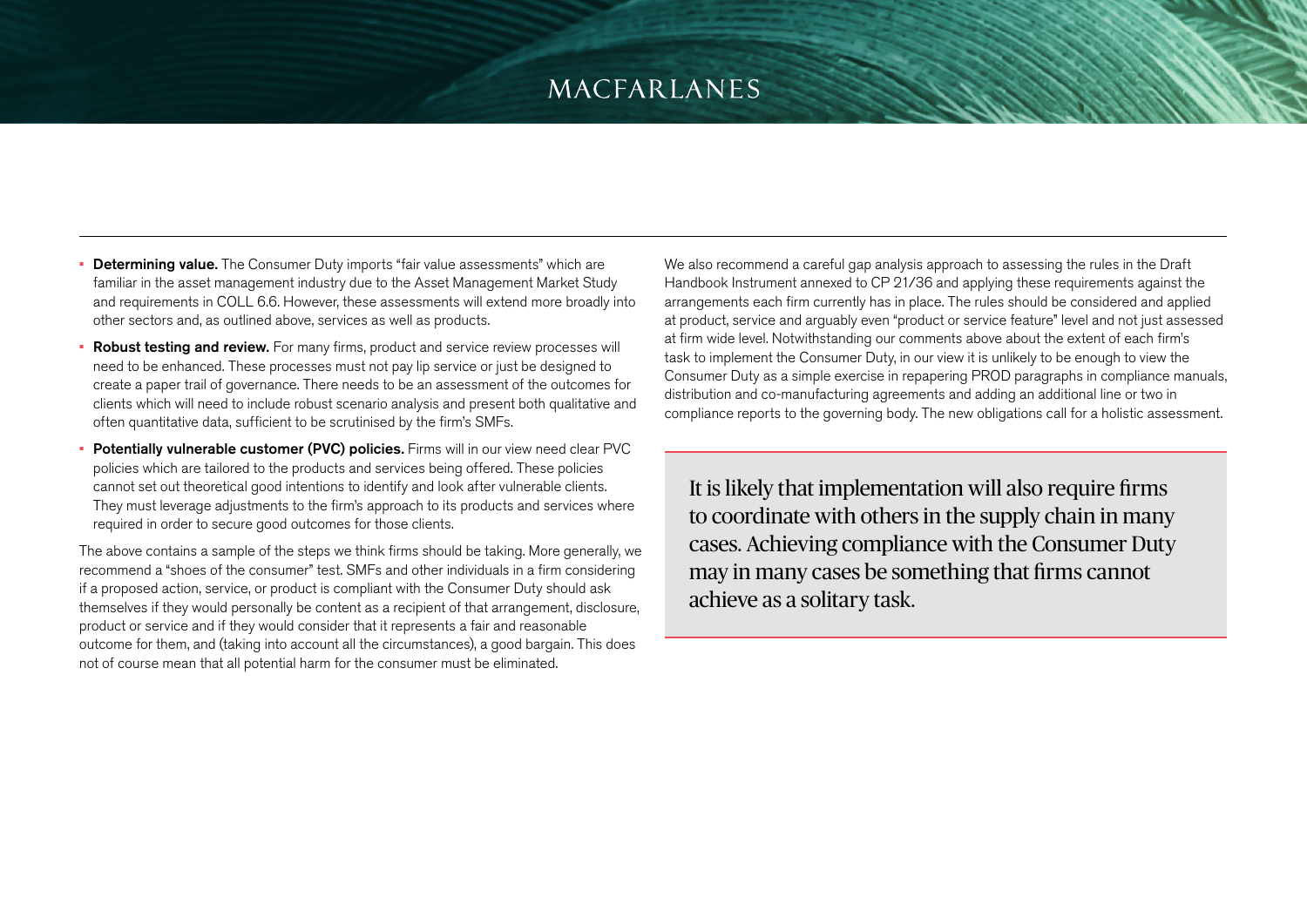- **Determining value.** The Consumer Duty imports "fair value assessments" which are familiar in the asset management industry due to the Asset Management Market Study and requirements in COLL 6.6. However, these assessments will extend more broadly into other sectors and, as outlined above, services as well as products.
- **Robust testing and review.** For many firms, product and service review processes will need to be enhanced. These processes must not pay lip service or just be designed to create a paper trail of governance. There needs to be an assessment of the outcomes for clients which will need to include robust scenario analysis and present both qualitative and often quantitative data, sufficient to be scrutinised by the firm's SMFs.
- **Potentially vulnerable customer (PVC) policies.** Firms will in our view need clear PVC policies which are tailored to the products and services being offered. These policies cannot set out theoretical good intentions to identify and look after vulnerable clients. They must leverage adjustments to the firm's approach to its products and services where required in order to secure good outcomes for those clients.

The above contains a sample of the steps we think firms should be taking. More generally, we recommend a "shoes of the consumer" test. SMFs and other individuals in a firm considering if a proposed action, service, or product is compliant with the Consumer Duty should ask themselves if they would personally be content as a recipient of that arrangement, disclosure, product or service and if they would consider that it represents a fair and reasonable outcome for them, and (taking into account all the circumstances), a good bargain. This does not of course mean that all potential harm for the consumer must be eliminated.

We also recommend a careful gap analysis approach to assessing the rules in the Draft Handbook Instrument annexed to CP 21/36 and applying these requirements against the arrangements each firm currently has in place. The rules should be considered and applied at product, service and arguably even "product or service feature" level and not just assessed at firm wide level. Notwithstanding our comments above about the extent of each firm's task to implement the Consumer Duty, in our view it is unlikely to be enough to view the Consumer Duty as a simple exercise in repapering PROD paragraphs in compliance manuals, distribution and co-manufacturing agreements and adding an additional line or two in compliance reports to the governing body. The new obligations call for a holistic assessment.

> It is likely that implementation will also require firms to coordinate with others in the supply chain in many cases. Achieving compliance with the Consumer Duty may in many cases be something that firms cannot achieve as a solitary task.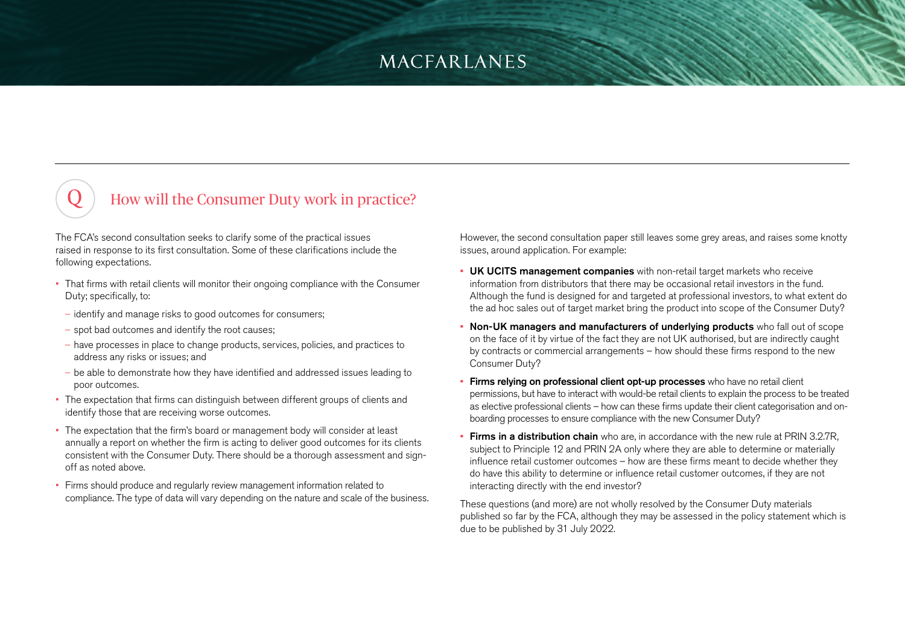## How will the Consumer Duty work in practice?

The FCA's second consultation seeks to clarify some of the practical issues raised in response to its first consultation. Some of these clarifications include the following expectations.

- That firms with retail clients will monitor their ongoing compliance with the Consumer Duty; specifically, to:
  - identify and manage risks to good outcomes for consumers;
  - spot bad outcomes and identify the root causes;
  - have processes in place to change products, services, policies, and practices to address any risks or issues; and
  - be able to demonstrate how they have identified and addressed issues leading to poor outcomes.
- The expectation that firms can distinguish between different groups of clients and identify those that are receiving worse outcomes.
- The expectation that the firm's board or management body will consider at least annually a report on whether the firm is acting to deliver good outcomes for its clients consistent with the Consumer Duty. There should be a thorough assessment and sign-off as noted above.
- Firms should produce and regularly review management information related to compliance. The type of data will vary depending on the nature and scale of the business.

However, the second consultation paper still leaves some grey areas, and raises some knotty issues, around application. For example:

- **UK UCITS management companies** with non-retail target markets who receive information from distributors that there may be occasional retail investors in the fund. Although the fund is designed for and targeted at professional investors, to what extent do the ad hoc sales out of target market bring the product into scope of the Consumer Duty?
- **Non-UK managers and manufacturers of underlying products** who fall out of scope on the face of it by virtue of the fact they are not UK authorised, but are indirectly caught by contracts or commercial arrangements – how should these firms respond to the new Consumer Duty?
- **Firms relying on professional client opt-up processes** who have no retail client permissions, but have to interact with would-be retail clients to explain the process to be treated as elective professional clients – how can these firms update their client categorisation and on-boarding processes to ensure compliance with the new Consumer Duty?
- **Firms in a distribution chain** who are, in accordance with the new rule at PRIN 3.2.7R, subject to Principle 12 and PRIN 2A only where they are able to determine or materially influence retail customer outcomes – how are these firms meant to decide whether they do have this ability to determine or influence retail customer outcomes, if they are not interacting directly with the end investor?

These questions (and more) are not wholly resolved by the Consumer Duty materials published so far by the FCA, although they may be assessed in the policy statement which is due to be published by 31 July 2022.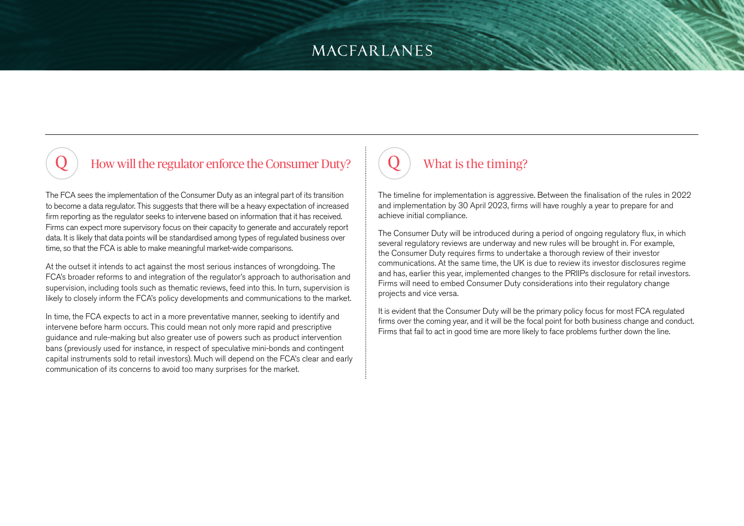## How will the regulator enforce the Consumer Duty?

The FCA sees the implementation of the Consumer Duty as an integral part of its transition to become a data regulator. This suggests that there will be a heavy expectation of increased firm reporting as the regulator seeks to intervene based on information that it has received. Firms can expect more supervisory focus on their capacity to generate and accurately report data. It is likely that data points will be standardised among types of regulated business over time, so that the FCA is able to make meaningful market-wide comparisons.

At the outset it intends to act against the most serious instances of wrongdoing. The FCA's broader reforms to and integration of the regulator's approach to authorisation and supervision, including tools such as thematic reviews, feed into this. In turn, supervision is likely to closely inform the FCA's policy developments and communications to the market.

In time, the FCA expects to act in a more preventative manner, seeking to identify and intervene before harm occurs. This could mean not only more rapid and prescriptive guidance and rule-making but also greater use of powers such as product intervention bans (previously used for instance, in respect of speculative mini-bonds and contingent capital instruments sold to retail investors). Much will depend on the FCA's clear and early communication of its concerns to avoid too many surprises for the market.

## What is the timing?

The timeline for implementation is aggressive. Between the finalisation of the rules in 2022 and implementation by 30 April 2023, firms will have roughly a year to prepare for and achieve initial compliance.

The Consumer Duty will be introduced during a period of ongoing regulatory flux, in which several regulatory reviews are underway and new rules will be brought in. For example, the Consumer Duty requires firms to undertake a thorough review of their investor communications. At the same time, the UK is due to review its investor disclosures regime and has, earlier this year, implemented changes to the PRIIPs disclosure for retail investors. Firms will need to embed Consumer Duty considerations into their regulatory change projects and vice versa.

It is evident that the Consumer Duty will be the primary policy focus for most FCA regulated firms over the coming year, and it will be the focal point for both business change and conduct. Firms that fail to act in good time are more likely to face problems further down the line.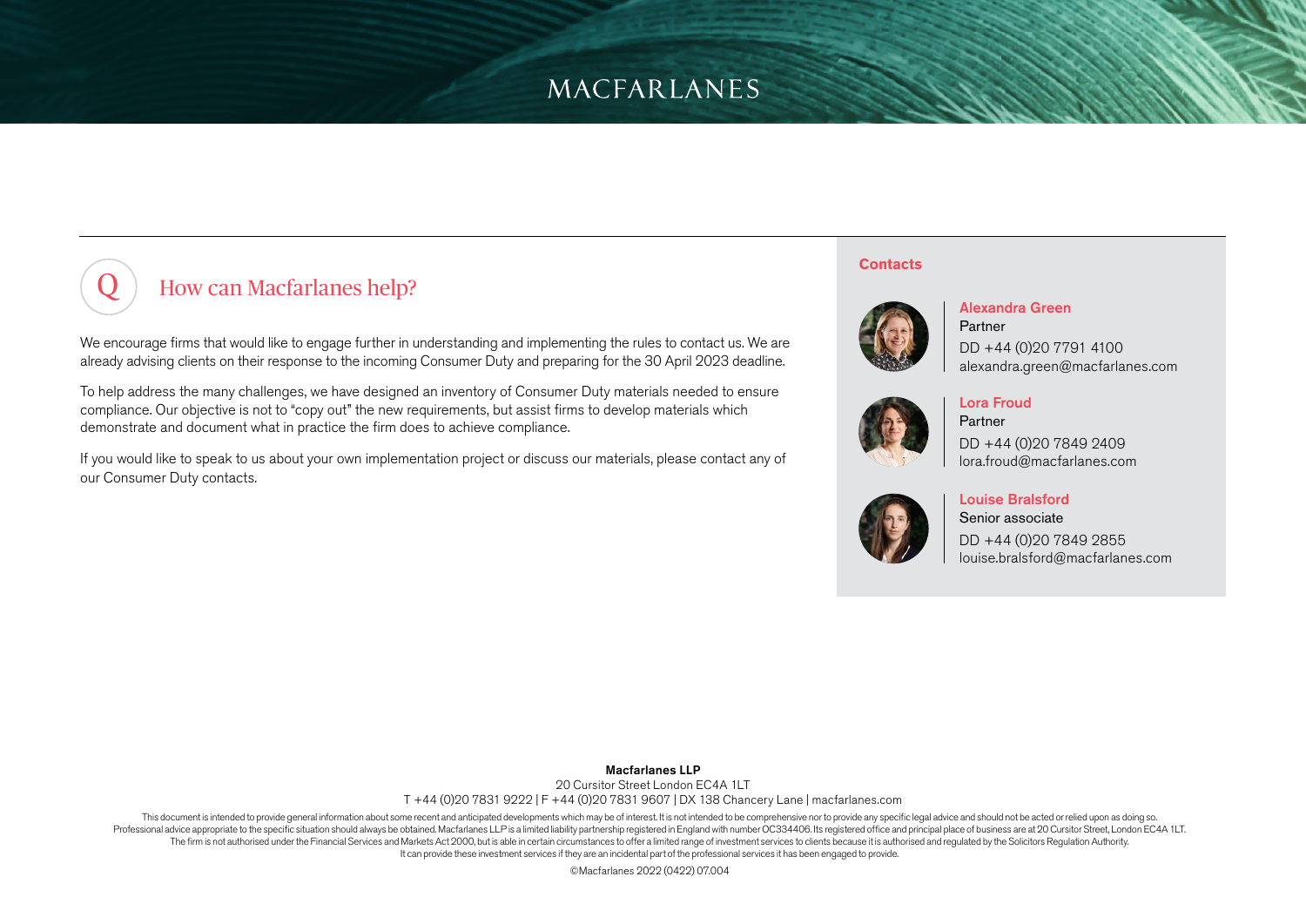MACFARLANES

## How can Macfarlanes help?

We encourage firms that would like to engage further in understanding and implementing the rules to contact us. We are already advising clients on their response to the incoming Consumer Duty and preparing for the 30 April 2023 deadline.

To help address the many challenges, we have designed an inventory of Consumer Duty materials needed to ensure compliance. Our objective is not to "copy out" the new requirements, but assist firms to develop materials which demonstrate and document what in practice the firm does to achieve compliance.

If you would like to speak to us about your own implementation project or discuss our materials, please contact any of our Consumer Duty contacts.

### Contacts

**Alexandra Green**
Partner
DD +44 (0)20 7791 4100
alexandra.green@macfarlanes.com

**Lora Froud**
Partner
DD +44 (0)20 7849 2409
lora.froud@macfarlanes.com

**Louise Bralsford**
Senior associate
DD +44 (0)20 7849 2855
louise.bralsford@macfarlanes.com

**Macfarlanes LLP**
20 Cursitor Street London EC4A 1LT
T +44 (0)20 7831 9222 | F +44 (0)20 7831 9607 | DX 138 Chancery Lane | macfarlanes.com

This document is intended to provide general information about some recent and anticipated developments which may be of interest. It is not intended to be comprehensive nor to provide any specific legal advice and should not be acted or relied upon as doing so. Professional advice appropriate to the specific situation should always be obtained. Macfarlanes LLP is a limited liability partnership registered in England with number OC334406. Its registered office and principal place of business are at 20 Cursitor Street, London EC4A 1LT. The firm is not authorised under the Financial Services and Markets Act 2000, but is able in certain circumstances to offer a limited range of investment services to clients because it is authorised and regulated by the Solicitors Regulation Authority. It can provide these investment services if they are an incidental part of the professional services it has been engaged to provide.

©Macfarlanes 2022 (0422) 07.004